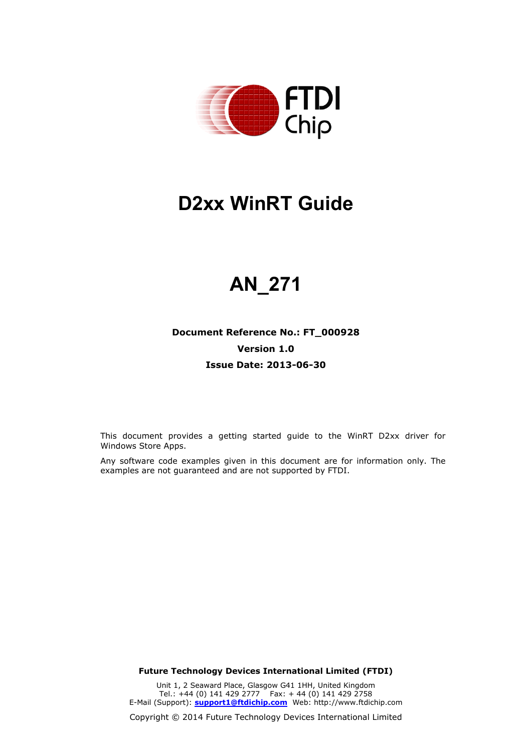# D2xx WinRT Guide

# AN_271

**Document Reference No.: FT_000928**

**Version 1.0**

**Issue Date: 2013-06-30**

This document provides a getting started guide to the WinRT D2xx driver for Windows Store Apps.

Any software code examples given in this document are for information only. The examples are not guaranteed and are not supported by FTDI.

**Future Technology Devices International Limited (FTDI)**

Unit 1, 2 Seaward Place, Glasgow G41 1HH, United Kingdom
Tel.: +44 (0) 141 429 2777 Fax: + 44 (0) 141 429 2758
E-Mail (Support): **support1@ftdichip.com** Web: http://www.ftdichip.com

Copyright © 2014 Future Technology Devices International Limited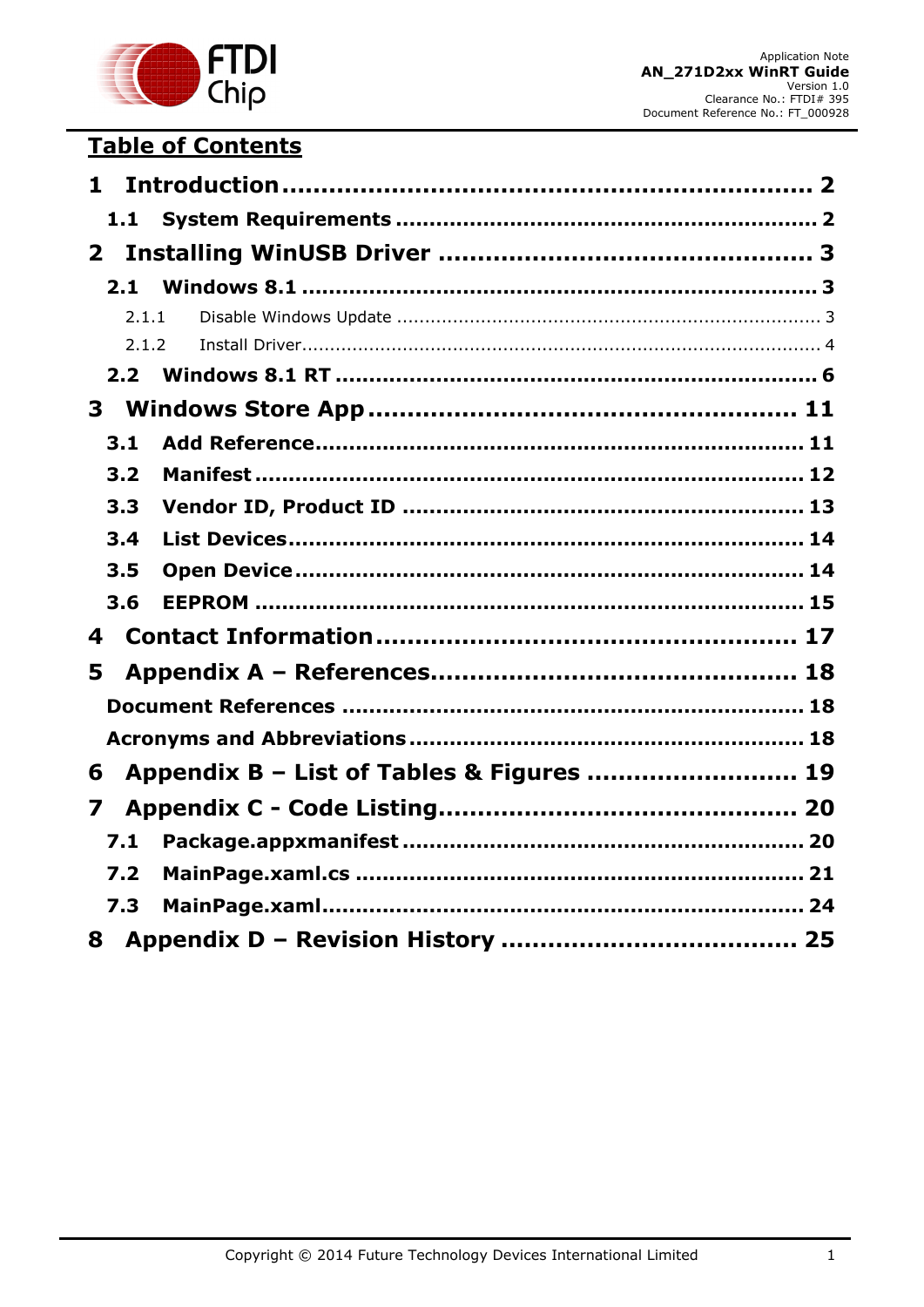# Table of Contents

**1 Introduction ............................................................. 2**

**1.1 System Requirements ............................................... 2**

**2 Installing WinUSB Driver ............................................ 3**

**2.1 Windows 8.1 ............................................................ 3**

2.1.1 Disable Windows Update ............................................. 3

2.1.2 Install Driver.............................................................. 4

**2.2 Windows 8.1 RT ......................................................... 6**

**3 Windows Store App .................................................. 11**

**3.1 Add Reference.......................................................... 11**

**3.2 Manifest ................................................................... 12**

**3.3 Vendor ID, Product ID ............................................. 13**

**3.4 List Devices.............................................................. 14**

**3.5 Open Device............................................................. 14**

**3.6 EEPROM ................................................................... 15**

**4 Contact Information ................................................. 17**

**5 Appendix A – References.......................................... 18**

**Document References ..................................................... 18**

**Acronyms and Abbreviations ........................................... 18**

**6 Appendix B – List of Tables & Figures ........................ 19**

**7 Appendix C - Code Listing......................................... 20**

**7.1 Package.appxmanifest ............................................. 20**

**7.2 MainPage.xaml.cs .................................................... 21**

**7.3 MainPage.xaml......................................................... 24**

**8 Appendix D – Revision History .................................. 25**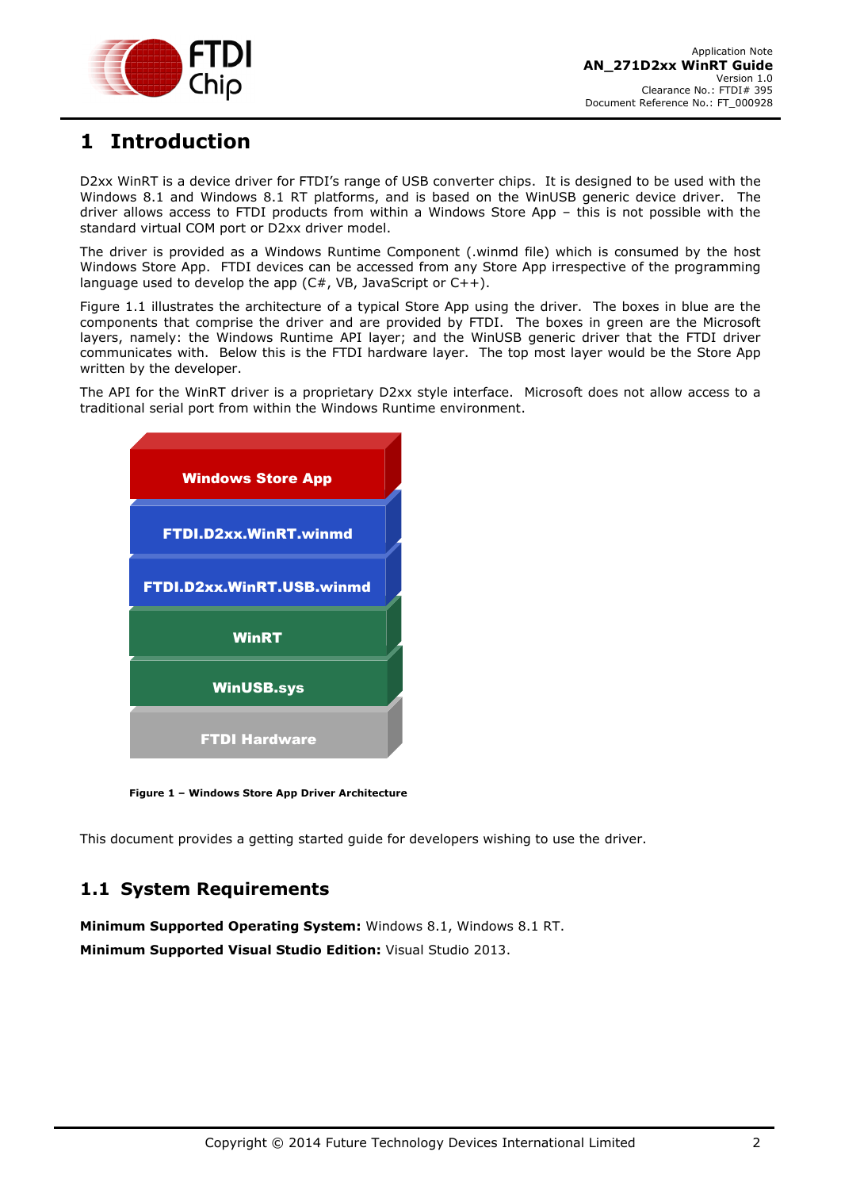# 1 Introduction

D2xx WinRT is a device driver for FTDI's range of USB converter chips. It is designed to be used with the Windows 8.1 and Windows 8.1 RT platforms, and is based on the WinUSB generic device driver. The driver allows access to FTDI products from within a Windows Store App – this is not possible with the standard virtual COM port or D2xx driver model.

The driver is provided as a Windows Runtime Component (.winmd file) which is consumed by the host Windows Store App. FTDI devices can be accessed from any Store App irrespective of the programming language used to develop the app (C#, VB, JavaScript or C++).

Figure 1.1 illustrates the architecture of a typical Store App using the driver. The boxes in blue are the components that comprise the driver and are provided by FTDI. The boxes in green are the Microsoft layers, namely: the Windows Runtime API layer; and the WinUSB generic driver that the FTDI driver communicates with. Below this is the FTDI hardware layer. The top most layer would be the Store App written by the developer.

The API for the WinRT driver is a proprietary D2xx style interface. Microsoft does not allow access to a traditional serial port from within the Windows Runtime environment.

Windows Store App

FTDI.D2xx.WinRT.winmd

FTDI.D2xx.WinRT.USB.winmd

WinRT

WinUSB.sys

FTDI Hardware

**Figure 1 – Windows Store App Driver Architecture**

This document provides a getting started guide for developers wishing to use the driver.

## 1.1 System Requirements

**Minimum Supported Operating System:** Windows 8.1, Windows 8.1 RT.

**Minimum Supported Visual Studio Edition:** Visual Studio 2013.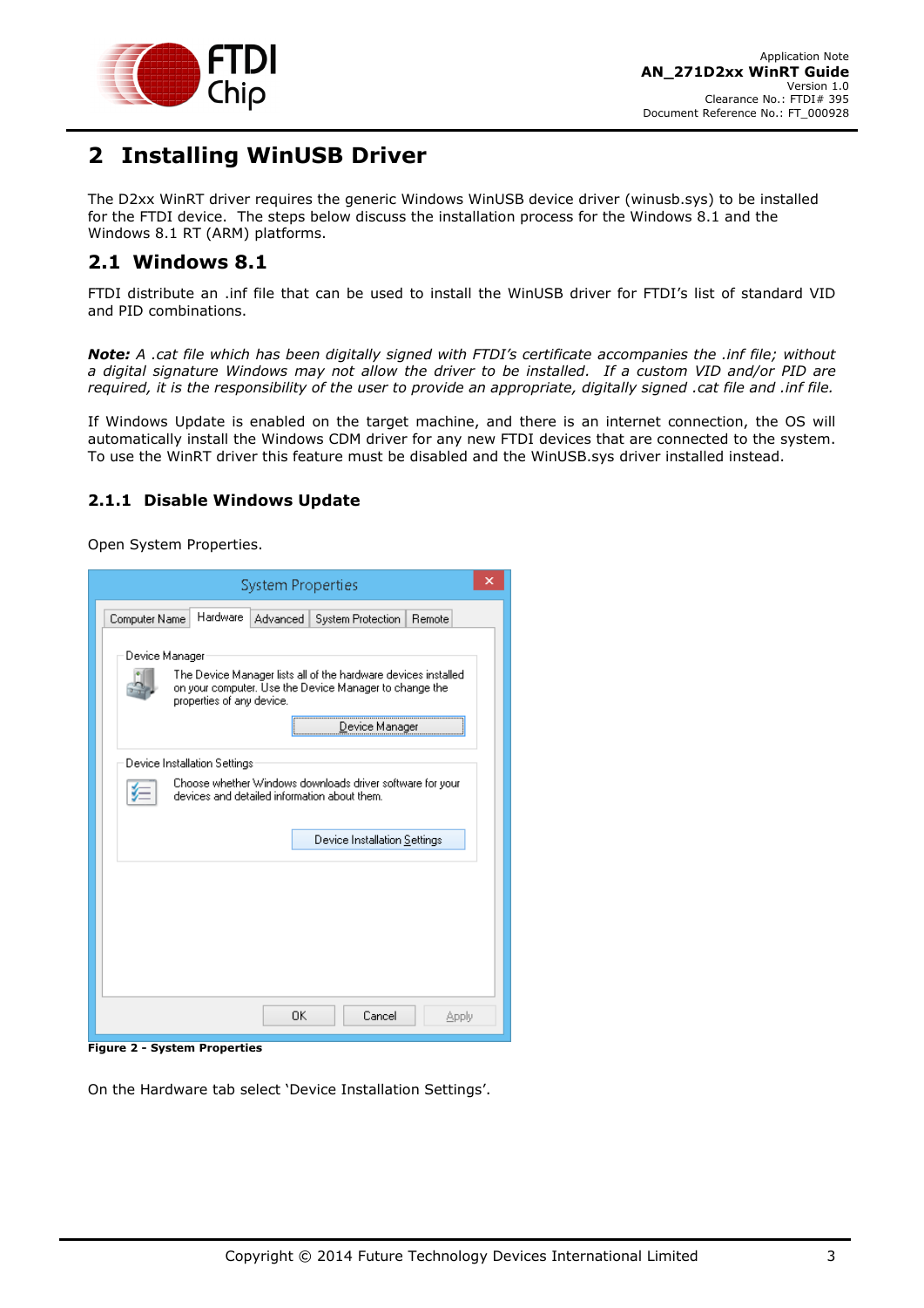# 2 Installing WinUSB Driver

The D2xx WinRT driver requires the generic Windows WinUSB device driver (winusb.sys) to be installed for the FTDI device. The steps below discuss the installation process for the Windows 8.1 and the Windows 8.1 RT (ARM) platforms.

## 2.1 Windows 8.1

FTDI distribute an .inf file that can be used to install the WinUSB driver for FTDI's list of standard VID and PID combinations.

***Note:*** *A .cat file which has been digitally signed with FTDI's certificate accompanies the .inf file; without a digital signature Windows may not allow the driver to be installed. If a custom VID and/or PID are required, it is the responsibility of the user to provide an appropriate, digitally signed .cat file and .inf file.*

If Windows Update is enabled on the target machine, and there is an internet connection, the OS will automatically install the Windows CDM driver for any new FTDI devices that are connected to the system. To use the WinRT driver this feature must be disabled and the WinUSB.sys driver installed instead.

### 2.1.1 Disable Windows Update

Open System Properties.

**Figure 2 - System Properties**

On the Hardware tab select 'Device Installation Settings'.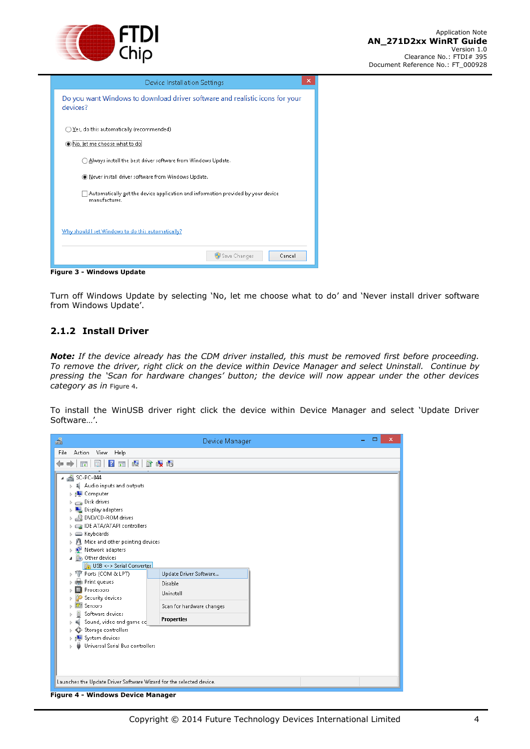Figure 3 - Windows Update

Turn off Windows Update by selecting 'No, let me choose what to do' and 'Never install driver software from Windows Update'.

### 2.1.2 Install Driver

***Note:*** *If the device already has the CDM driver installed, this must be removed first before proceeding. To remove the driver, right click on the device within Device Manager and select Uninstall. Continue by pressing the 'Scan for hardware changes' button; the device will now appear under the other devices category as in* Figure 4.

To install the WinUSB driver right click the device within Device Manager and select 'Update Driver Software…'.

Figure 4 - Windows Device Manager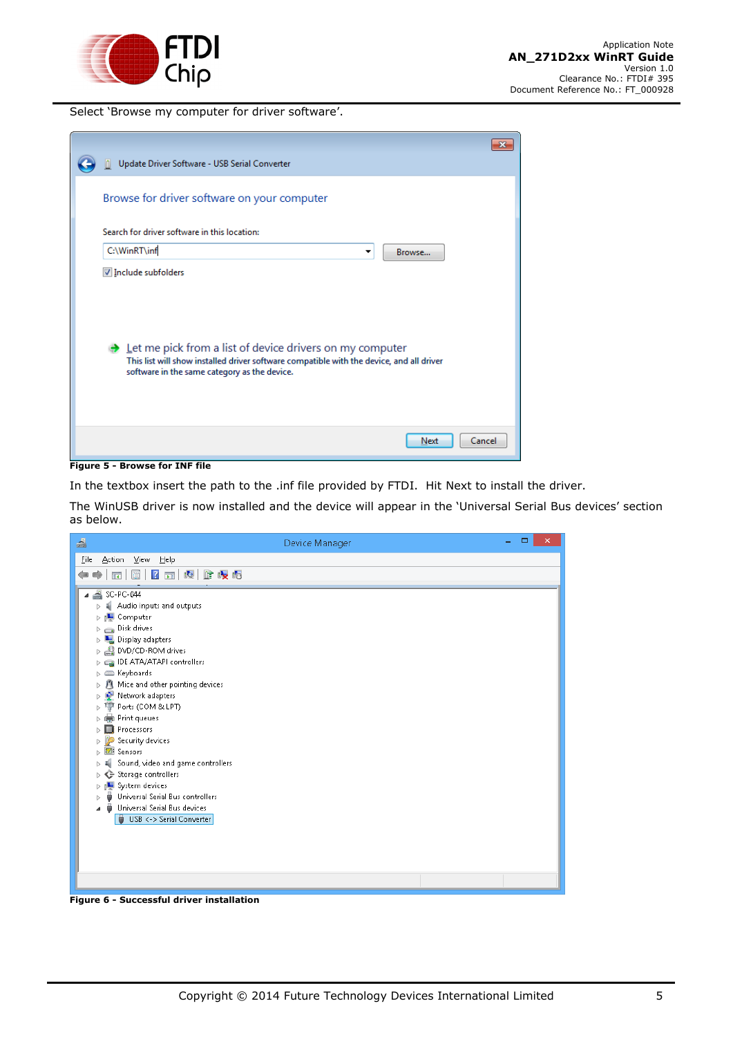Select ‘Browse my computer for driver software’.

**Figure 5 - Browse for INF file**

In the textbox insert the path to the .inf file provided by FTDI. Hit Next to install the driver.

The WinUSB driver is now installed and the device will appear in the ‘Universal Serial Bus devices’ section as below.

**Figure 6 - Successful driver installation**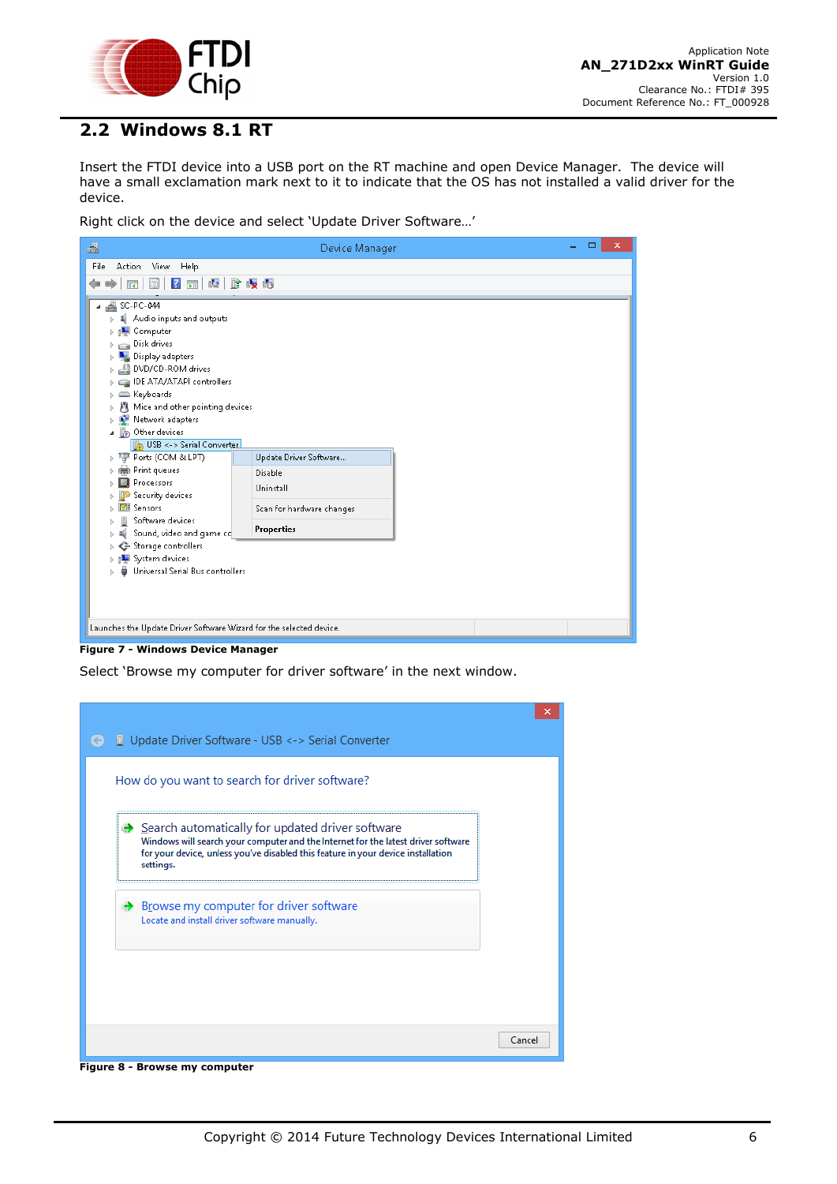## 2.2 Windows 8.1 RT

Insert the FTDI device into a USB port on the RT machine and open Device Manager. The device will have a small exclamation mark next to it to indicate that the OS has not installed a valid driver for the device.

Right click on the device and select 'Update Driver Software…'

**Figure 7 - Windows Device Manager**

Select 'Browse my computer for driver software' in the next window.

**Figure 8 - Browse my computer**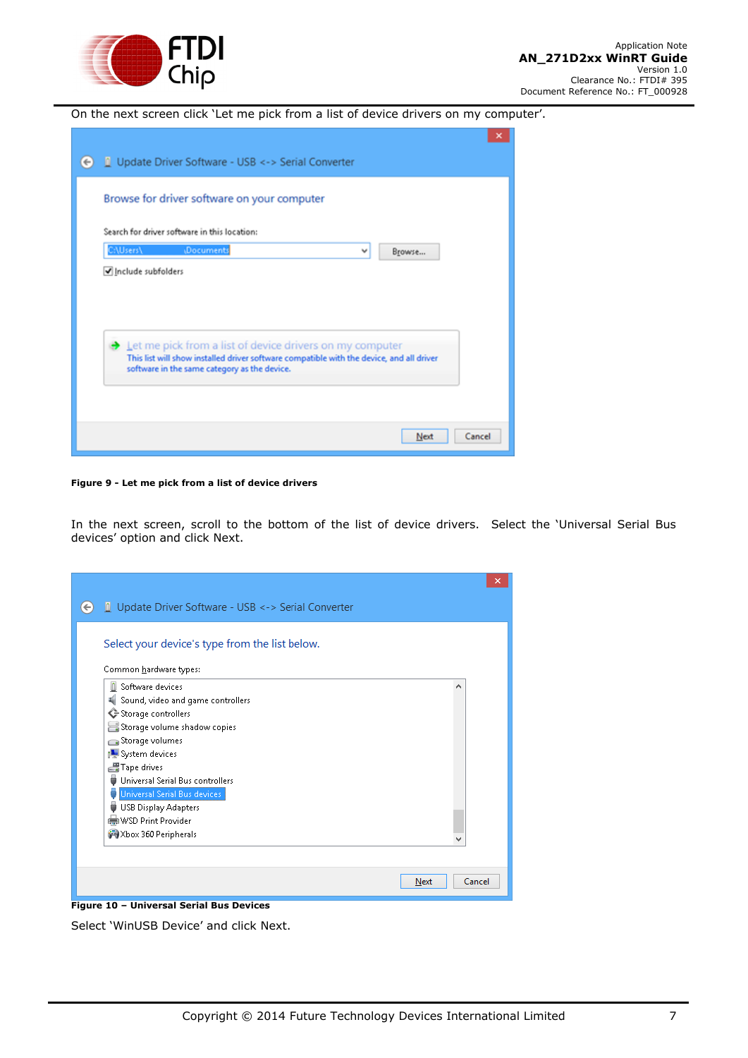On the next screen click 'Let me pick from a list of device drivers on my computer'.

**Figure 9 - Let me pick from a list of device drivers**

In the next screen, scroll to the bottom of the list of device drivers. Select the 'Universal Serial Bus devices' option and click Next.

**Figure 10 – Universal Serial Bus Devices**

Select 'WinUSB Device' and click Next.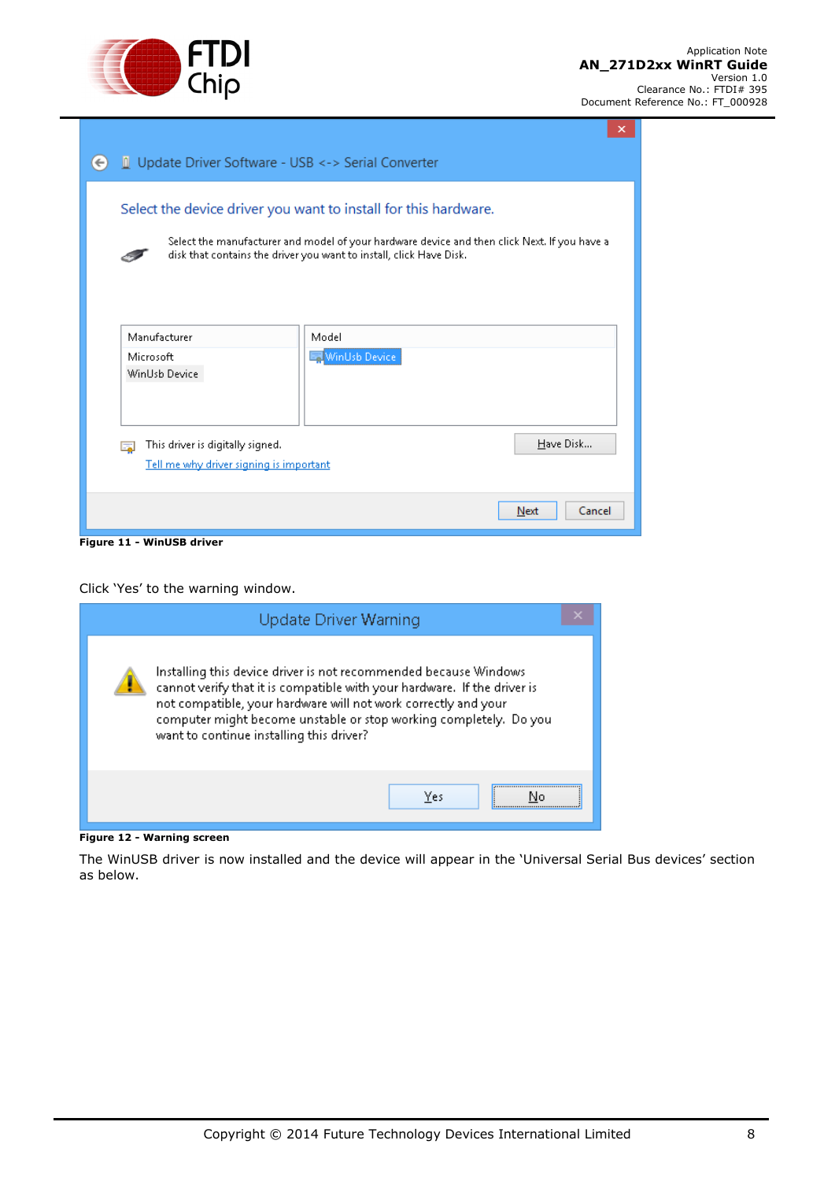Figure 11 - WinUSB driver

Click 'Yes' to the warning window.

Figure 12 - Warning screen

The WinUSB driver is now installed and the device will appear in the 'Universal Serial Bus devices' section as below.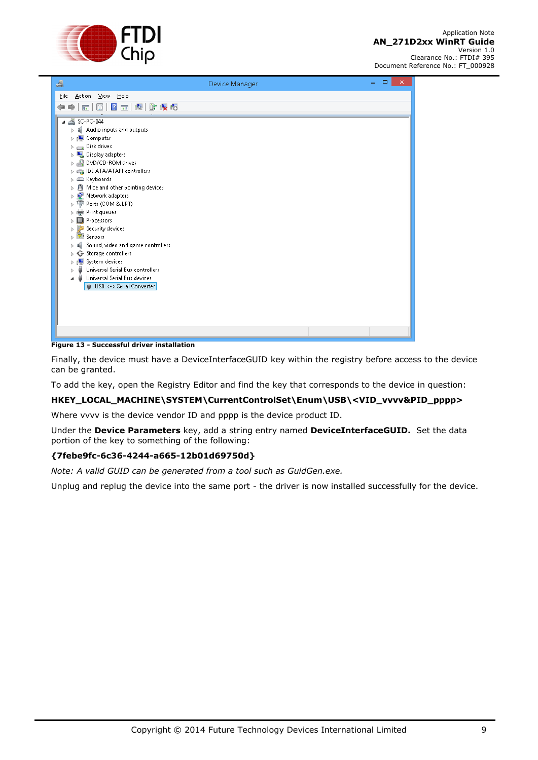**Figure 13 - Successful driver installation**

Finally, the device must have a DeviceInterfaceGUID key within the registry before access to the device can be granted.

To add the key, open the Registry Editor and find the key that corresponds to the device in question:

**HKEY_LOCAL_MACHINE\SYSTEM\CurrentControlSet\Enum\USB\<VID_vvvv&PID_pppp>**

Where vvvv is the device vendor ID and pppp is the device product ID.

Under the **Device Parameters** key, add a string entry named **DeviceInterfaceGUID.** Set the data portion of the key to something of the following:

**{7febe9fc-6c36-4244-a665-12b01d69750d}**

*Note: A valid GUID can be generated from a tool such as GuidGen.exe.*

Unplug and replug the device into the same port - the driver is now installed successfully for the device.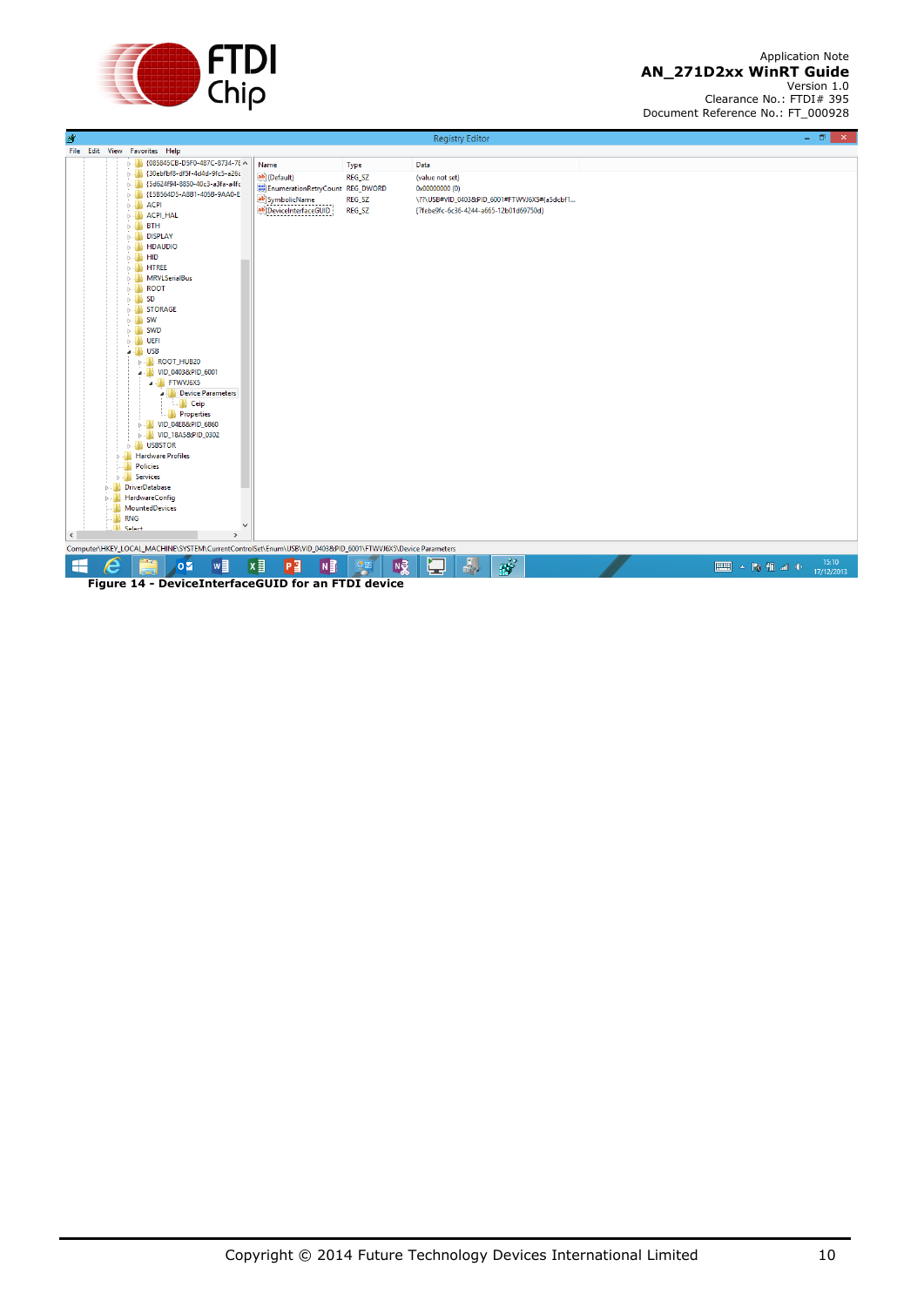Figure 14 - DeviceInterfaceGUID for an FTDI device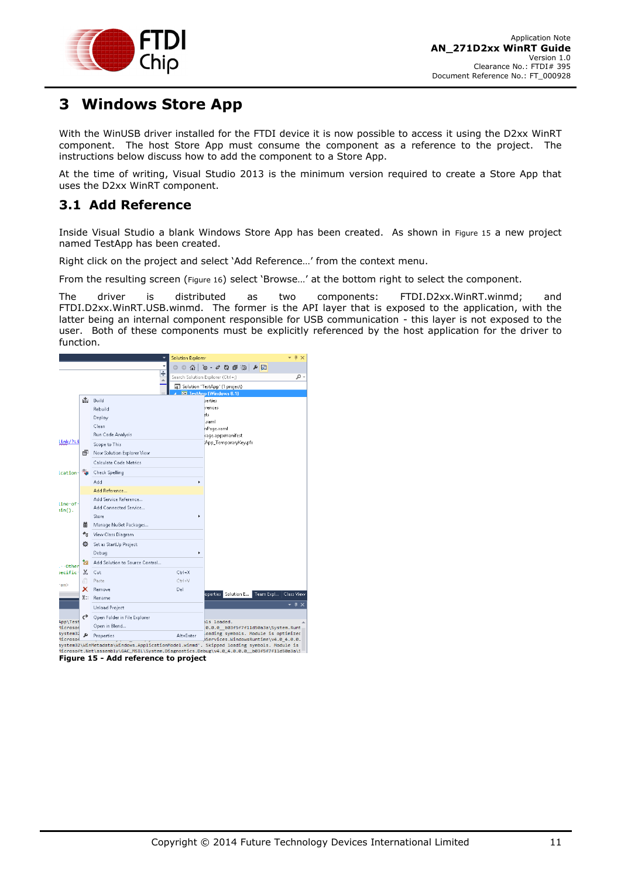# 3 Windows Store App

With the WinUSB driver installed for the FTDI device it is now possible to access it using the D2xx WinRT component. The host Store App must consume the component as a reference to the project. The instructions below discuss how to add the component to a Store App.

At the time of writing, Visual Studio 2013 is the minimum version required to create a Store App that uses the D2xx WinRT component.

## 3.1 Add Reference

Inside Visual Studio a blank Windows Store App has been created. As shown in Figure 15 a new project named TestApp has been created.

Right click on the project and select 'Add Reference…' from the context menu.

From the resulting screen (Figure 16) select 'Browse…' at the bottom right to select the component.

The driver is distributed as two components: FTDI.D2xx.WinRT.winmd; and FTDI.D2xx.WinRT.USB.winmd. The former is the API layer that is exposed to the application, with the latter being an internal component responsible for USB communication - this layer is not exposed to the user. Both of these components must be explicitly referenced by the host application for the driver to function.

**Figure 15 - Add reference to project**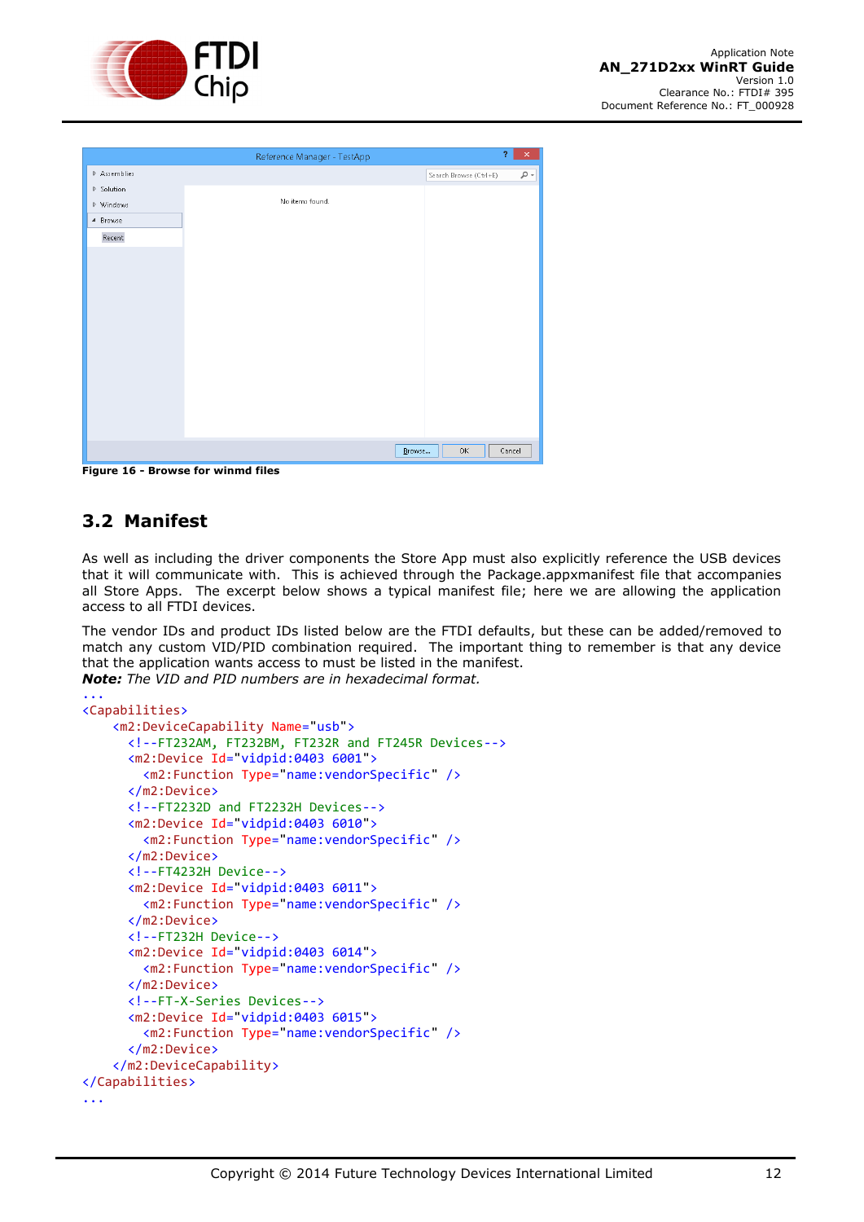Figure 16 - Browse for winmd files

## 3.2 Manifest

As well as including the driver components the Store App must also explicitly reference the USB devices that it will communicate with. This is achieved through the Package.appxmanifest file that accompanies all Store Apps. The excerpt below shows a typical manifest file; here we are allowing the application access to all FTDI devices.

The vendor IDs and product IDs listed below are the FTDI defaults, but these can be added/removed to match any custom VID/PID combination required. The important thing to remember is that any device that the application wants access to must be listed in the manifest.

***Note:*** *The VID and PID numbers are in hexadecimal format.*

```
...
<Capabilities>
    <m2:DeviceCapability Name="usb">
      <!--FT232AM, FT232BM, FT232R and FT245R Devices-->
      <m2:Device Id="vidpid:0403 6001">
        <m2:Function Type="name:vendorSpecific" />
      </m2:Device>
      <!--FT2232D and FT2232H Devices-->
      <m2:Device Id="vidpid:0403 6010">
        <m2:Function Type="name:vendorSpecific" />
      </m2:Device>
      <!--FT4232H Device-->
      <m2:Device Id="vidpid:0403 6011">
        <m2:Function Type="name:vendorSpecific" />
      </m2:Device>
      <!--FT232H Device-->
      <m2:Device Id="vidpid:0403 6014">
        <m2:Function Type="name:vendorSpecific" />
      </m2:Device>
      <!--FT-X-Series Devices-->
      <m2:Device Id="vidpid:0403 6015">
        <m2:Function Type="name:vendorSpecific" />
      </m2:Device>
    </m2:DeviceCapability>
</Capabilities>
...
```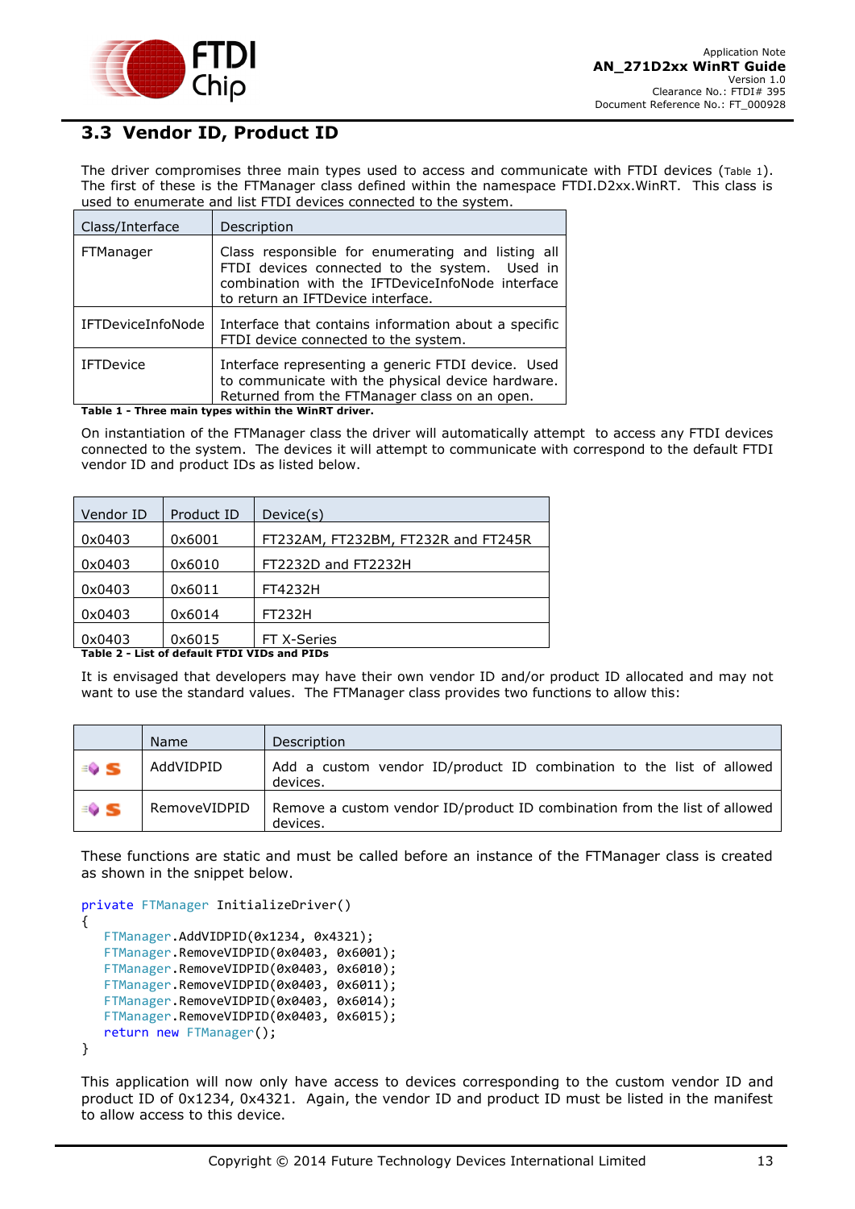## 3.3 Vendor ID, Product ID

The driver compromises three main types used to access and communicate with FTDI devices (Table 1). The first of these is the FTManager class defined within the namespace FTDI.D2xx.WinRT. This class is used to enumerate and list FTDI devices connected to the system.

| Class/Interface | Description |
|---|---|
| FTManager | Class responsible for enumerating and listing all FTDI devices connected to the system. Used in combination with the IFTDeviceInfoNode interface to return an IFTDevice interface. |
| IFTDeviceInfoNode | Interface that contains information about a specific FTDI device connected to the system. |
| IFTDevice | Interface representing a generic FTDI device. Used to communicate with the physical device hardware. Returned from the FTManager class on an open. |

**Table 1 - Three main types within the WinRT driver.**

On instantiation of the FTManager class the driver will automatically attempt to access any FTDI devices connected to the system. The devices it will attempt to communicate with correspond to the default FTDI vendor ID and product IDs as listed below.

| Vendor ID | Product ID | Device(s) |
|---|---|---|
| 0x0403 | 0x6001 | FT232AM, FT232BM, FT232R and FT245R |
| 0x0403 | 0x6010 | FT2232D and FT2232H |
| 0x0403 | 0x6011 | FT4232H |
| 0x0403 | 0x6014 | FT232H |
| 0x0403 | 0x6015 | FT X-Series |

**Table 2 - List of default FTDI VIDs and PIDs**

It is envisaged that developers may have their own vendor ID and/or product ID allocated and may not want to use the standard values. The FTManager class provides two functions to allow this:

| | Name | Description |
|---|---|---|
| | AddVIDPID | Add a custom vendor ID/product ID combination to the list of allowed devices. |
| | RemoveVIDPID | Remove a custom vendor ID/product ID combination from the list of allowed devices. |

These functions are static and must be called before an instance of the FTManager class is created as shown in the snippet below.

```
private FTManager InitializeDriver()
{
    FTManager.AddVIDPID(0x1234, 0x4321);
    FTManager.RemoveVIDPID(0x0403, 0x6001);
    FTManager.RemoveVIDPID(0x0403, 0x6010);
    FTManager.RemoveVIDPID(0x0403, 0x6011);
    FTManager.RemoveVIDPID(0x0403, 0x6014);
    FTManager.RemoveVIDPID(0x0403, 0x6015);
    return new FTManager();
}
```

This application will now only have access to devices corresponding to the custom vendor ID and product ID of 0x1234, 0x4321. Again, the vendor ID and product ID must be listed in the manifest to allow access to this device.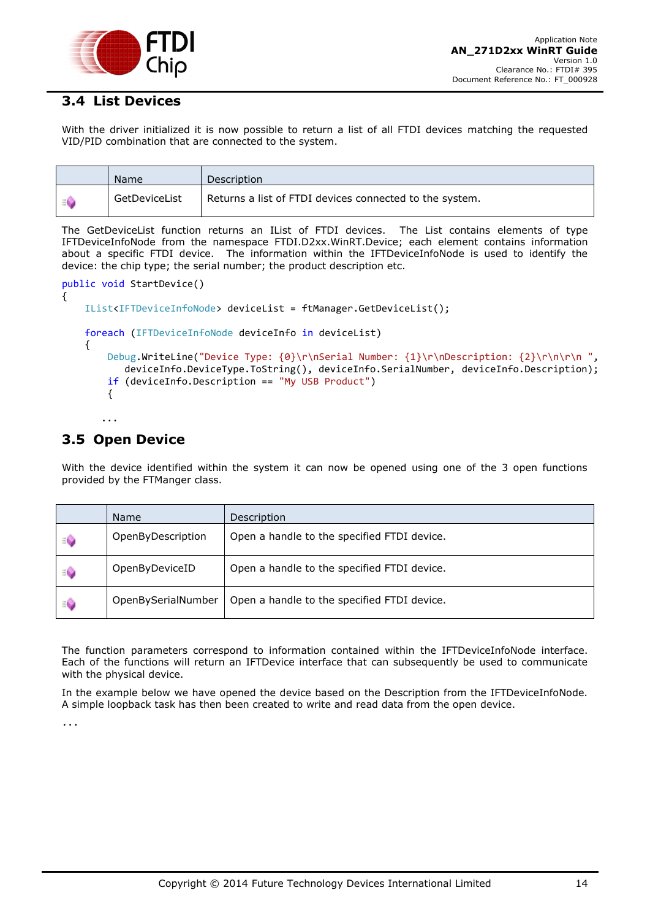## 3.4 List Devices

With the driver initialized it is now possible to return a list of all FTDI devices matching the requested VID/PID combination that are connected to the system.

| | Name | Description |
|---|---|---|
| | GetDeviceList | Returns a list of FTDI devices connected to the system. |

The GetDeviceList function returns an IList of FTDI devices. The List contains elements of type IFTDeviceInfoNode from the namespace FTDI.D2xx.WinRT.Device; each element contains information about a specific FTDI device. The information within the IFTDeviceInfoNode is used to identify the device: the chip type; the serial number; the product description etc.

```
public void StartDevice()
{
    IList<IFTDeviceInfoNode> deviceList = ftManager.GetDeviceList();

    foreach (IFTDeviceInfoNode deviceInfo in deviceList)
    {
        Debug.WriteLine("Device Type: {0}\r\nSerial Number: {1}\r\nDescription: {2}\r\n\r\n ",
            deviceInfo.DeviceType.ToString(), deviceInfo.SerialNumber, deviceInfo.Description);
        if (deviceInfo.Description == "My USB Product")
        {

       ...
```

## 3.5 Open Device

With the device identified within the system it can now be opened using one of the 3 open functions provided by the FTManger class.

| | Name | Description |
|---|---|---|
| | OpenByDescription | Open a handle to the specified FTDI device. |
| | OpenByDeviceID | Open a handle to the specified FTDI device. |
| | OpenBySerialNumber | Open a handle to the specified FTDI device. |

The function parameters correspond to information contained within the IFTDeviceInfoNode interface. Each of the functions will return an IFTDevice interface that can subsequently be used to communicate with the physical device.

In the example below we have opened the device based on the Description from the IFTDeviceInfoNode. A simple loopback task has then been created to write and read data from the open device.

...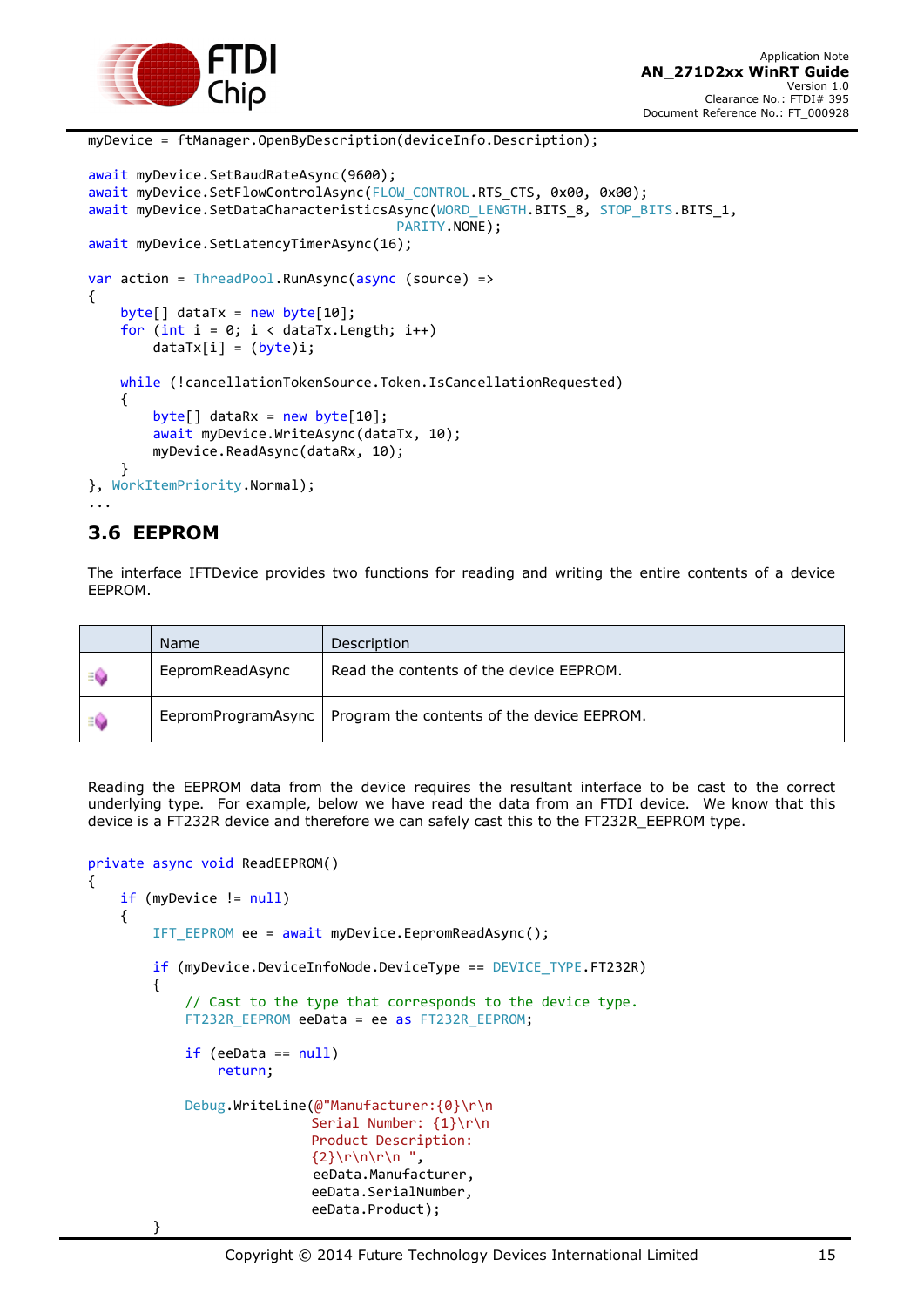```
myDevice = ftManager.OpenByDescription(deviceInfo.Description);

await myDevice.SetBaudRateAsync(9600);
await myDevice.SetFlowControlAsync(FLOW_CONTROL.RTS_CTS, 0x00, 0x00);
await myDevice.SetDataCharacteristicsAsync(WORD_LENGTH.BITS_8, STOP_BITS.BITS_1,
                                           PARITY.NONE);
await myDevice.SetLatencyTimerAsync(16);

var action = ThreadPool.RunAsync(async (source) =>
{
    byte[] dataTx = new byte[10];
    for (int i = 0; i < dataTx.Length; i++)
        dataTx[i] = (byte)i;

    while (!cancellationTokenSource.Token.IsCancellationRequested)
    {
        byte[] dataRx = new byte[10];
        await myDevice.WriteAsync(dataTx, 10);
        myDevice.ReadAsync(dataRx, 10);
    }
}, WorkItemPriority.Normal);
...
```

## 3.6 EEPROM

The interface IFTDevice provides two functions for reading and writing the entire contents of a device EEPROM.

| | Name | Description |
|---|---|---|
| | EepromReadAsync | Read the contents of the device EEPROM. |
| | EepromProgramAsync | Program the contents of the device EEPROM. |

Reading the EEPROM data from the device requires the resultant interface to be cast to the correct underlying type. For example, below we have read the data from an FTDI device. We know that this device is a FT232R device and therefore we can safely cast this to the FT232R_EEPROM type.

```
private async void ReadEEPROM()
{
    if (myDevice != null)
    {
        IFT_EEPROM ee = await myDevice.EepromReadAsync();

        if (myDevice.DeviceInfoNode.DeviceType == DEVICE_TYPE.FT232R)
        {
            // Cast to the type that corresponds to the device type.
            FT232R_EEPROM eeData = ee as FT232R_EEPROM;

            if (eeData == null)
                return;

            Debug.WriteLine(@"Manufacturer:{0}\r\n
                            Serial Number: {1}\r\n
                            Product Description:
                            {2}\r\n\r\n ",
                            eeData.Manufacturer,
                            eeData.SerialNumber,
                            eeData.Product);
        }
```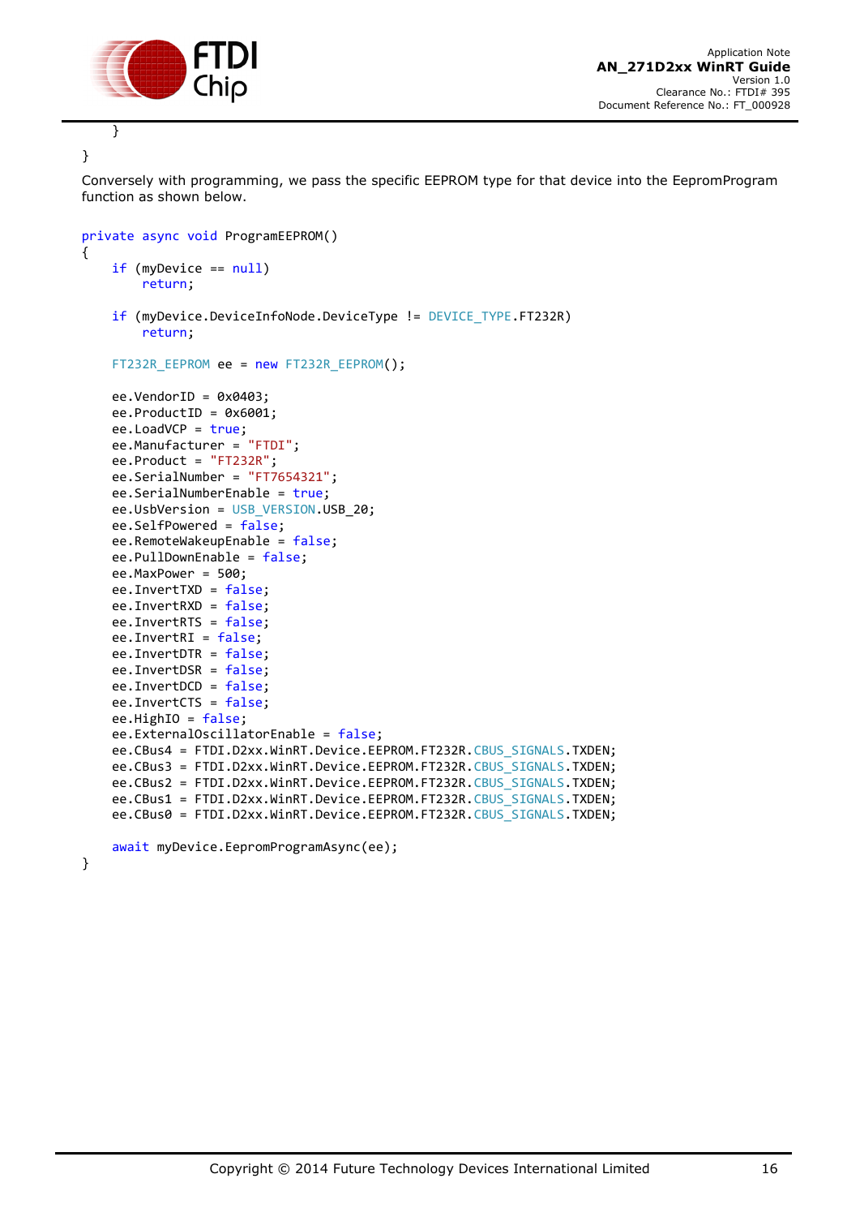```
    }
}
```

Conversely with programming, we pass the specific EEPROM type for that device into the EepromProgram function as shown below.

```
private async void ProgramEEPROM()
{
    if (myDevice == null)
        return;

    if (myDevice.DeviceInfoNode.DeviceType != DEVICE_TYPE.FT232R)
        return;

    FT232R_EEPROM ee = new FT232R_EEPROM();

    ee.VendorID = 0x0403;
    ee.ProductID = 0x6001;
    ee.LoadVCP = true;
    ee.Manufacturer = "FTDI";
    ee.Product = "FT232R";
    ee.SerialNumber = "FT7654321";
    ee.SerialNumberEnable = true;
    ee.UsbVersion = USB_VERSION.USB_20;
    ee.SelfPowered = false;
    ee.RemoteWakeupEnable = false;
    ee.PullDownEnable = false;
    ee.MaxPower = 500;
    ee.InvertTXD = false;
    ee.InvertRXD = false;
    ee.InvertRTS = false;
    ee.InvertRI = false;
    ee.InvertDTR = false;
    ee.InvertDSR = false;
    ee.InvertDCD = false;
    ee.InvertCTS = false;
    ee.HighIO = false;
    ee.ExternalOscillatorEnable = false;
    ee.CBus4 = FTDI.D2xx.WinRT.Device.EEPROM.FT232R.CBUS_SIGNALS.TXDEN;
    ee.CBus3 = FTDI.D2xx.WinRT.Device.EEPROM.FT232R.CBUS_SIGNALS.TXDEN;
    ee.CBus2 = FTDI.D2xx.WinRT.Device.EEPROM.FT232R.CBUS_SIGNALS.TXDEN;
    ee.CBus1 = FTDI.D2xx.WinRT.Device.EEPROM.FT232R.CBUS_SIGNALS.TXDEN;
    ee.CBus0 = FTDI.D2xx.WinRT.Device.EEPROM.FT232R.CBUS_SIGNALS.TXDEN;

    await myDevice.EepromProgramAsync(ee);
}
```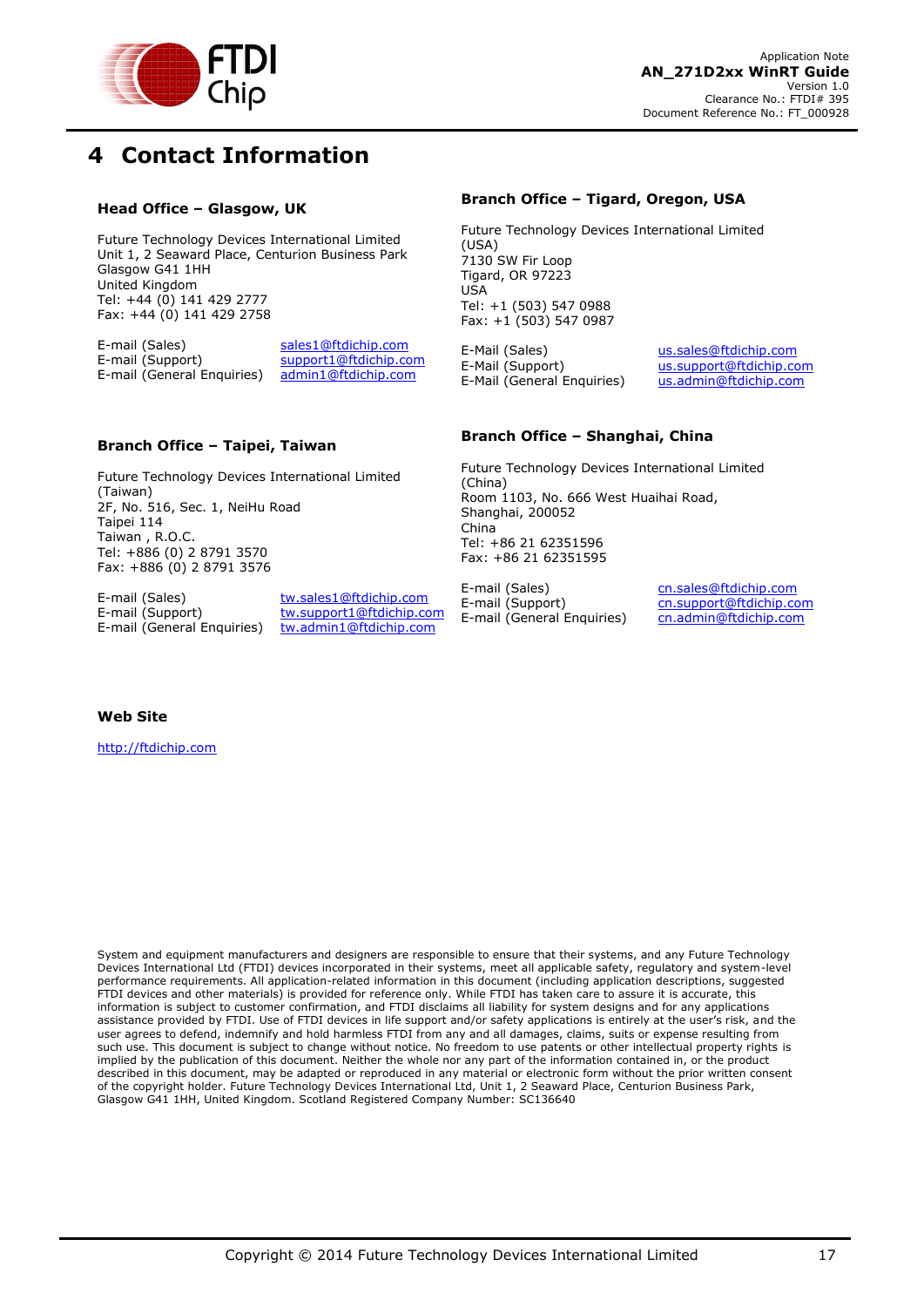# 4 Contact Information

### Head Office – Glasgow, UK

Future Technology Devices International Limited
Unit 1, 2 Seaward Place, Centurion Business Park
Glasgow G41 1HH
United Kingdom
Tel: +44 (0) 141 429 2777
Fax: +44 (0) 141 429 2758

| | |
|---|---|
| E-mail (Sales) | sales1@ftdichip.com |
| E-mail (Support) | support1@ftdichip.com |
| E-mail (General Enquiries) | admin1@ftdichip.com |

### Branch Office – Tigard, Oregon, USA

Future Technology Devices International Limited (USA)
7130 SW Fir Loop
Tigard, OR 97223
USA
Tel: +1 (503) 547 0988
Fax: +1 (503) 547 0987

| | |
|---|---|
| E-Mail (Sales) | us.sales@ftdichip.com |
| E-Mail (Support) | us.support@ftdichip.com |
| E-Mail (General Enquiries) | us.admin@ftdichip.com |

### Branch Office – Taipei, Taiwan

Future Technology Devices International Limited (Taiwan)
2F, No. 516, Sec. 1, NeiHu Road
Taipei 114
Taiwan , R.O.C.
Tel: +886 (0) 2 8791 3570
Fax: +886 (0) 2 8791 3576

| | |
|---|---|
| E-mail (Sales) | tw.sales1@ftdichip.com |
| E-mail (Support) | tw.support1@ftdichip.com |
| E-mail (General Enquiries) | tw.admin1@ftdichip.com |

### Branch Office – Shanghai, China

Future Technology Devices International Limited (China)
Room 1103, No. 666 West Huaihai Road,
Shanghai, 200052
China
Tel: +86 21 62351596
Fax: +86 21 62351595

| | |
|---|---|
| E-mail (Sales) | cn.sales@ftdichip.com |
| E-mail (Support) | cn.support@ftdichip.com |
| E-mail (General Enquiries) | cn.admin@ftdichip.com |

### Web Site

http://ftdichip.com

System and equipment manufacturers and designers are responsible to ensure that their systems, and any Future Technology Devices International Ltd (FTDI) devices incorporated in their systems, meet all applicable safety, regulatory and system-level performance requirements. All application-related information in this document (including application descriptions, suggested FTDI devices and other materials) is provided for reference only. While FTDI has taken care to assure it is accurate, this information is subject to customer confirmation, and FTDI disclaims all liability for system designs and for any applications assistance provided by FTDI. Use of FTDI devices in life support and/or safety applications is entirely at the user's risk, and the user agrees to defend, indemnify and hold harmless FTDI from any and all damages, claims, suits or expense resulting from such use. This document is subject to change without notice. No freedom to use patents or other intellectual property rights is implied by the publication of this document. Neither the whole nor any part of the information contained in, or the product described in this document, may be adapted or reproduced in any material or electronic form without the prior written consent of the copyright holder. Future Technology Devices International Ltd, Unit 1, 2 Seaward Place, Centurion Business Park, Glasgow G41 1HH, United Kingdom. Scotland Registered Company Number: SC136640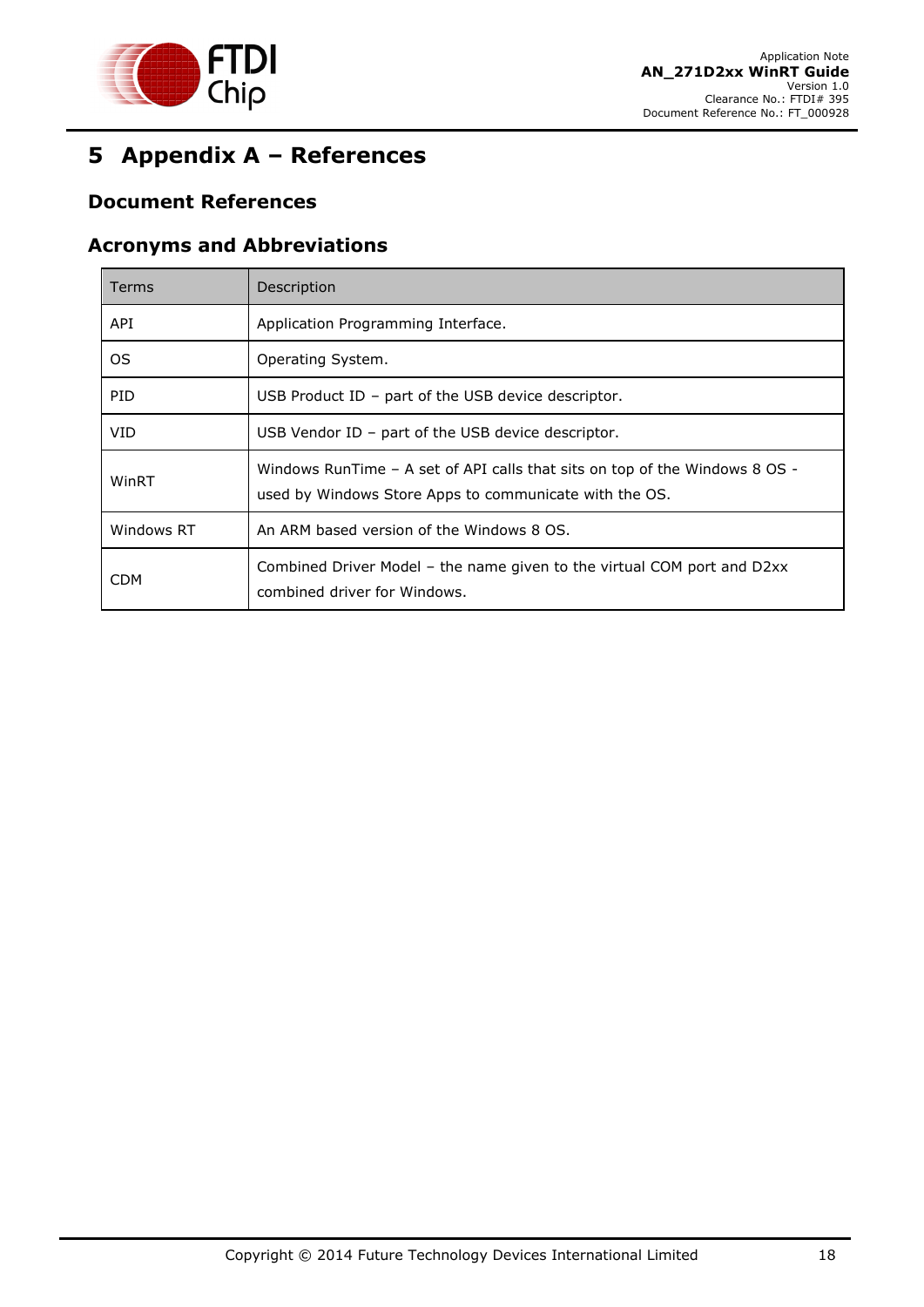# 5 Appendix A – References

## Document References

## Acronyms and Abbreviations

| Terms | Description |
|---|---|
| API | Application Programming Interface. |
| OS | Operating System. |
| PID | USB Product ID – part of the USB device descriptor. |
| VID | USB Vendor ID – part of the USB device descriptor. |
| WinRT | Windows RunTime – A set of API calls that sits on top of the Windows 8 OS - used by Windows Store Apps to communicate with the OS. |
| Windows RT | An ARM based version of the Windows 8 OS. |
| CDM | Combined Driver Model – the name given to the virtual COM port and D2xx combined driver for Windows. |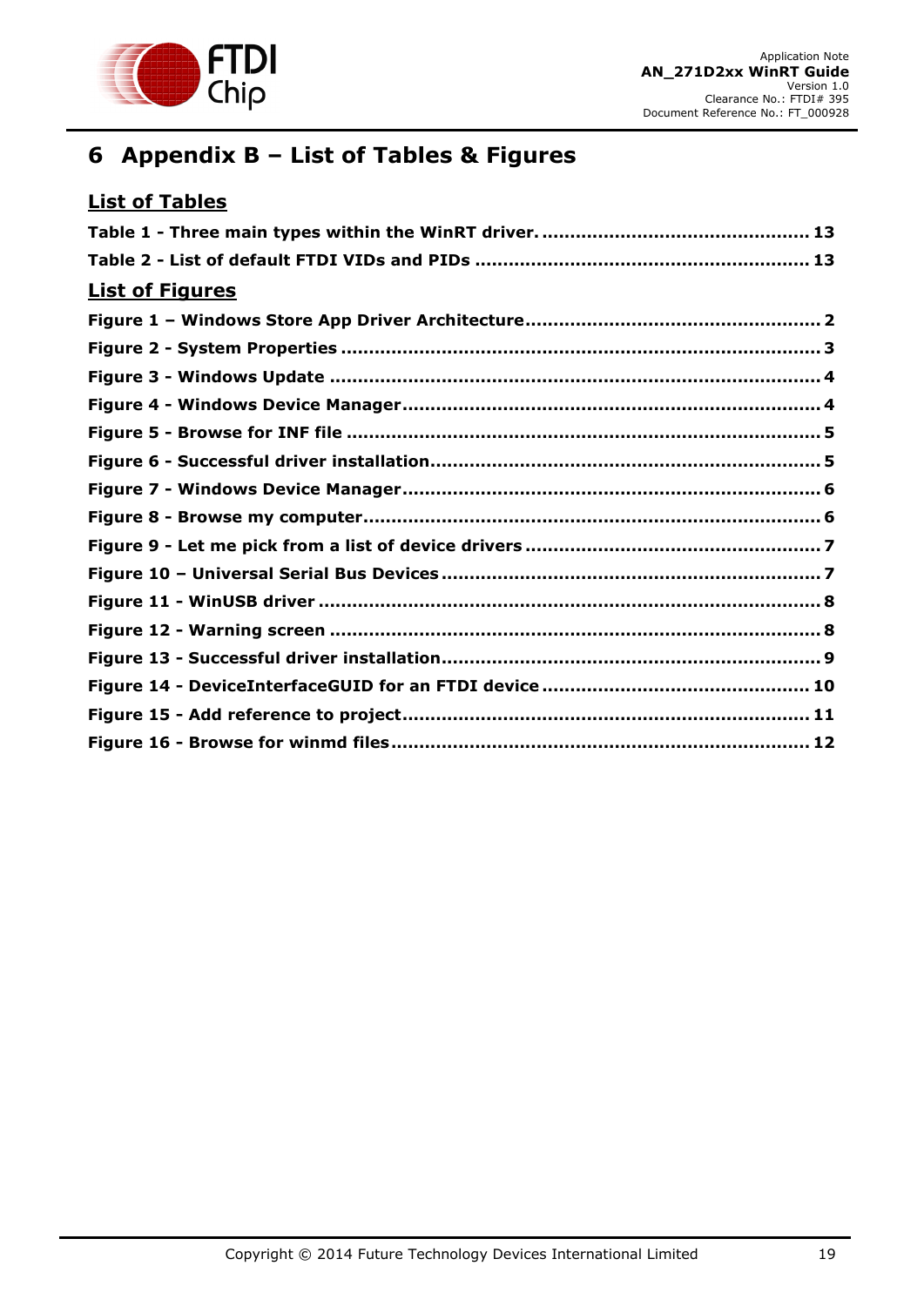# 6 Appendix B – List of Tables & Figures

## List of Tables

**Table 1 - Three main types within the WinRT driver. ............................................. 13**

**Table 2 - List of default FTDI VIDs and PIDs ......................................................... 13**

## List of Figures

**Figure 1 – Windows Store App Driver Architecture .................................................. 2**

**Figure 2 - System Properties ................................................................................... 3**

**Figure 3 - Windows Update ...................................................................................... 4**

**Figure 4 - Windows Device Manager ......................................................................... 4**

**Figure 5 - Browse for INF file ................................................................................... 5**

**Figure 6 - Successful driver installation .................................................................... 5**

**Figure 7 - Windows Device Manager ......................................................................... 6**

**Figure 8 - Browse my computer ................................................................................ 6**

**Figure 9 - Let me pick from a list of device drivers ................................................... 7**

**Figure 10 – Universal Serial Bus Devices ................................................................. 7**

**Figure 11 - WinUSB driver ........................................................................................ 8**

**Figure 12 - Warning screen ...................................................................................... 8**

**Figure 13 - Successful driver installation .................................................................. 9**

**Figure 14 - DeviceInterfaceGUID for an FTDI device ............................................... 10**

**Figure 15 - Add reference to project ....................................................................... 11**

**Figure 16 - Browse for winmd files ......................................................................... 12**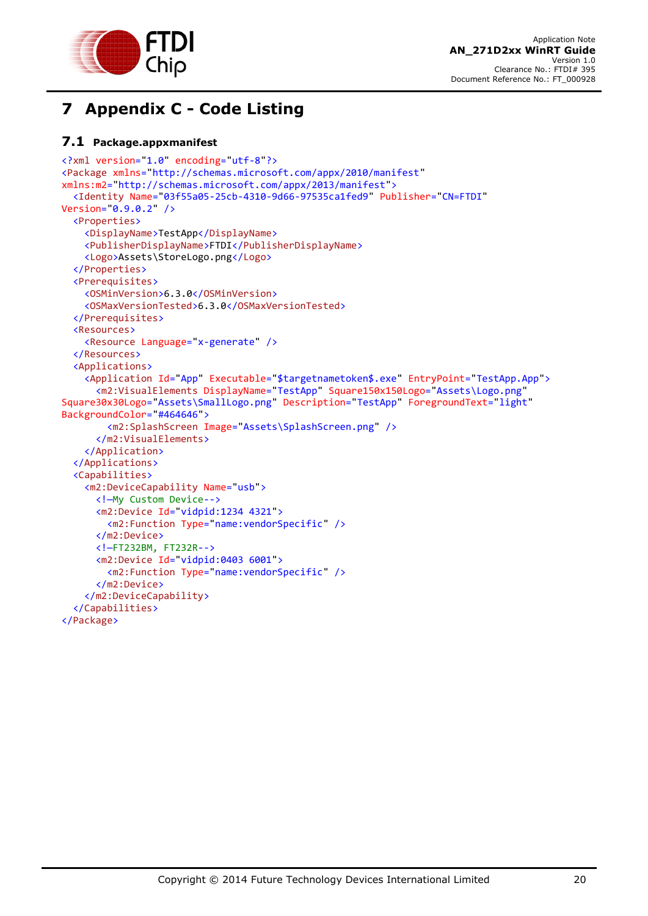# 7 Appendix C - Code Listing

## 7.1 Package.appxmanifest

```
<?xml version="1.0" encoding="utf-8"?>
<Package xmlns="http://schemas.microsoft.com/appx/2010/manifest"
xmlns:m2="http://schemas.microsoft.com/appx/2013/manifest">
  <Identity Name="03f55a05-25cb-4310-9d66-97535ca1fed9" Publisher="CN=FTDI"
Version="0.9.0.2" />
  <Properties>
    <DisplayName>TestApp</DisplayName>
    <PublisherDisplayName>FTDI</PublisherDisplayName>
    <Logo>Assets\StoreLogo.png</Logo>
  </Properties>
  <Prerequisites>
    <OSMinVersion>6.3.0</OSMinVersion>
    <OSMaxVersionTested>6.3.0</OSMaxVersionTested>
  </Prerequisites>
  <Resources>
    <Resource Language="x-generate" />
  </Resources>
  <Applications>
    <Application Id="App" Executable="$targetnametoken$.exe" EntryPoint="TestApp.App">
      <m2:VisualElements DisplayName="TestApp" Square150x150Logo="Assets\Logo.png"
Square30x30Logo="Assets\SmallLogo.png" Description="TestApp" ForegroundText="light"
BackgroundColor="#464646">
        <m2:SplashScreen Image="Assets\SplashScreen.png" />
      </m2:VisualElements>
    </Application>
  </Applications>
  <Capabilities>
    <m2:DeviceCapability Name="usb">
      <!—My Custom Device-->
      <m2:Device Id="vidpid:1234 4321">
        <m2:Function Type="name:vendorSpecific" />
      </m2:Device>
      <!—FT232BM, FT232R-->
      <m2:Device Id="vidpid:0403 6001">
        <m2:Function Type="name:vendorSpecific" />
      </m2:Device>
    </m2:DeviceCapability>
  </Capabilities>
</Package>
```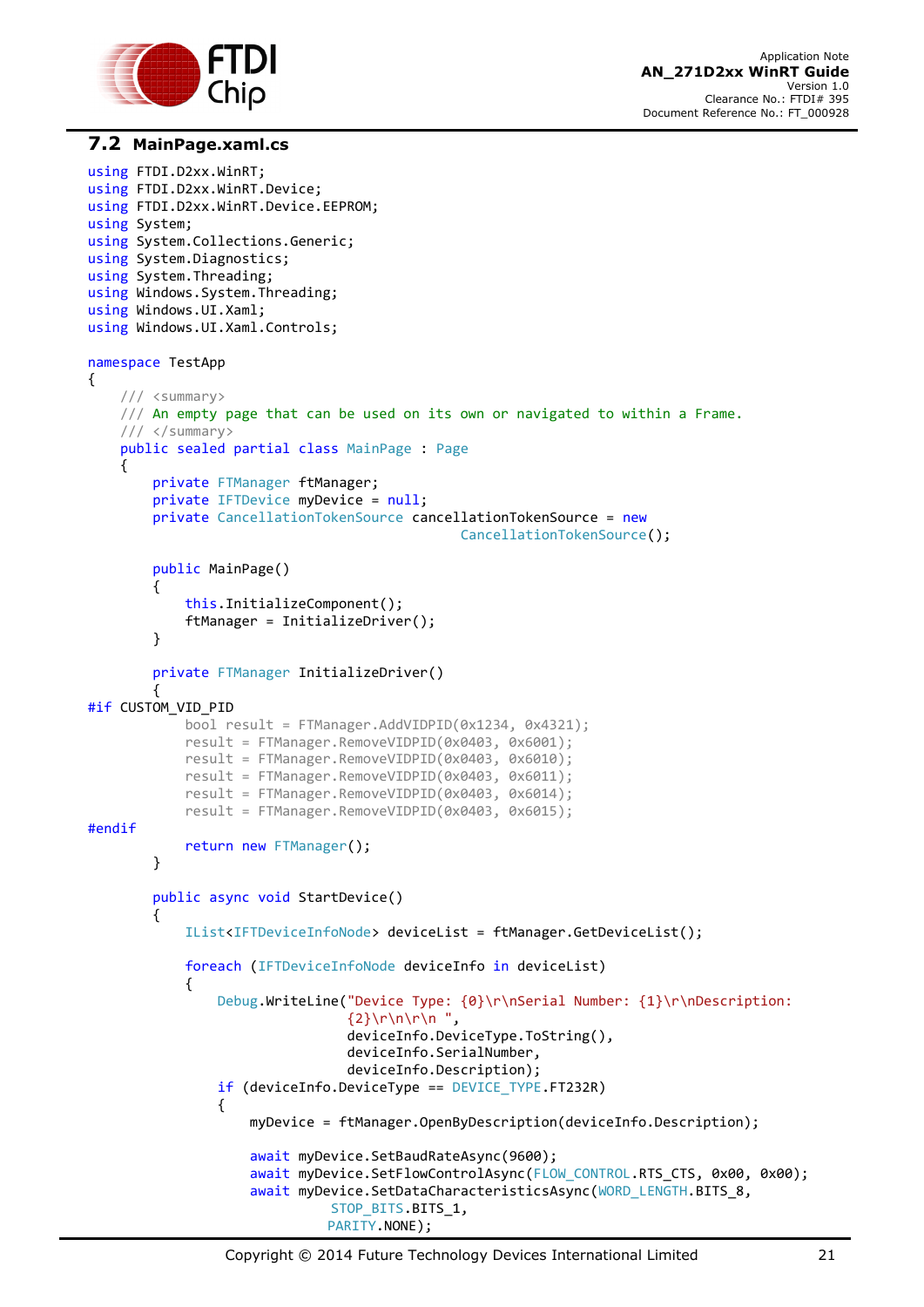## 7.2 MainPage.xaml.cs

```
using FTDI.D2xx.WinRT;
using FTDI.D2xx.WinRT.Device;
using FTDI.D2xx.WinRT.Device.EEPROM;
using System;
using System.Collections.Generic;
using System.Diagnostics;
using System.Threading;
using Windows.System.Threading;
using Windows.UI.Xaml;
using Windows.UI.Xaml.Controls;

namespace TestApp
{
    /// <summary>
    /// An empty page that can be used on its own or navigated to within a Frame.
    /// </summary>
    public sealed partial class MainPage : Page
    {
        private FTManager ftManager;
        private IFTDevice myDevice = null;
        private CancellationTokenSource cancellationTokenSource = new
                                                  CancellationTokenSource();

        public MainPage()
        {
            this.InitializeComponent();
            ftManager = InitializeDriver();
        }

        private FTManager InitializeDriver()
        {
#if CUSTOM_VID_PID
            bool result = FTManager.AddVIDPID(0x1234, 0x4321);
            result = FTManager.RemoveVIDPID(0x0403, 0x6001);
            result = FTManager.RemoveVIDPID(0x0403, 0x6010);
            result = FTManager.RemoveVIDPID(0x0403, 0x6011);
            result = FTManager.RemoveVIDPID(0x0403, 0x6014);
            result = FTManager.RemoveVIDPID(0x0403, 0x6015);
#endif
            return new FTManager();
        }

        public async void StartDevice()
        {
            IList<IFTDeviceInfoNode> deviceList = ftManager.GetDeviceList();

            foreach (IFTDeviceInfoNode deviceInfo in deviceList)
            {
                Debug.WriteLine("Device Type: {0}\r\nSerial Number: {1}\r\nDescription:
                                {2}\r\n\r\n ",
                                deviceInfo.DeviceType.ToString(),
                                deviceInfo.SerialNumber,
                                deviceInfo.Description);
                if (deviceInfo.DeviceType == DEVICE_TYPE.FT232R)
                {
                    myDevice = ftManager.OpenByDescription(deviceInfo.Description);

                    await myDevice.SetBaudRateAsync(9600);
                    await myDevice.SetFlowControlAsync(FLOW_CONTROL.RTS_CTS, 0x00, 0x00);
                    await myDevice.SetDataCharacteristicsAsync(WORD_LENGTH.BITS_8,
                            STOP_BITS.BITS_1,
                            PARITY.NONE);
```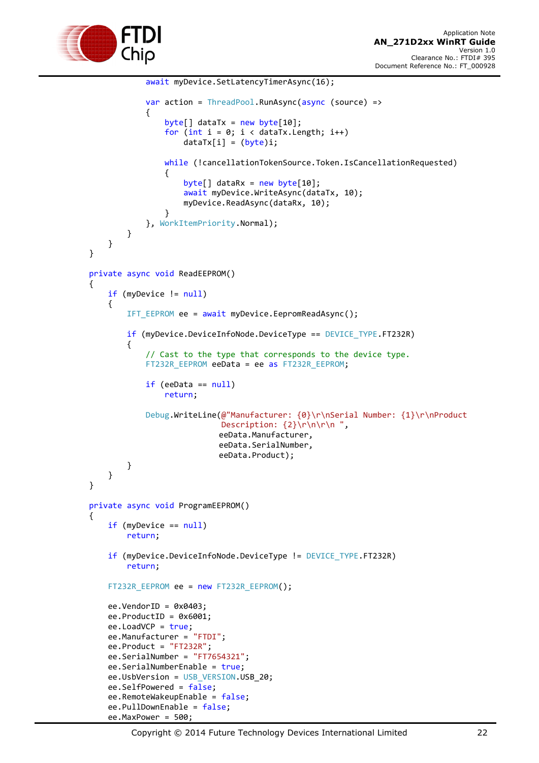```
                await myDevice.SetLatencyTimerAsync(16);

                var action = ThreadPool.RunAsync(async (source) =>
                {
                    byte[] dataTx = new byte[10];
                    for (int i = 0; i < dataTx.Length; i++)
                        dataTx[i] = (byte)i;

                    while (!cancellationTokenSource.Token.IsCancellationRequested)
                    {
                        byte[] dataRx = new byte[10];
                        await myDevice.WriteAsync(dataTx, 10);
                        myDevice.ReadAsync(dataRx, 10);
                    }
                }, WorkItemPriority.Normal);
            }
        }
}

private async void ReadEEPROM()
{
    if (myDevice != null)
    {
        IFT_EEPROM ee = await myDevice.EepromReadAsync();

        if (myDevice.DeviceInfoNode.DeviceType == DEVICE_TYPE.FT232R)
        {
            // Cast to the type that corresponds to the device type.
            FT232R_EEPROM eeData = ee as FT232R_EEPROM;

            if (eeData == null)
                return;

            Debug.WriteLine(@"Manufacturer: {0}\r\nSerial Number: {1}\r\nProduct
                            Description: {2}\r\n\r\n ",
                           eeData.Manufacturer,
                           eeData.SerialNumber,
                           eeData.Product);
        }
    }
}

private async void ProgramEEPROM()
{
    if (myDevice == null)
        return;

    if (myDevice.DeviceInfoNode.DeviceType != DEVICE_TYPE.FT232R)
        return;

    FT232R_EEPROM ee = new FT232R_EEPROM();

    ee.VendorID = 0x0403;
    ee.ProductID = 0x6001;
    ee.LoadVCP = true;
    ee.Manufacturer = "FTDI";
    ee.Product = "FT232R";
    ee.SerialNumber = "FT7654321";
    ee.SerialNumberEnable = true;
    ee.UsbVersion = USB_VERSION.USB_20;
    ee.SelfPowered = false;
    ee.RemoteWakeupEnable = false;
    ee.PullDownEnable = false;
    ee.MaxPower = 500;
```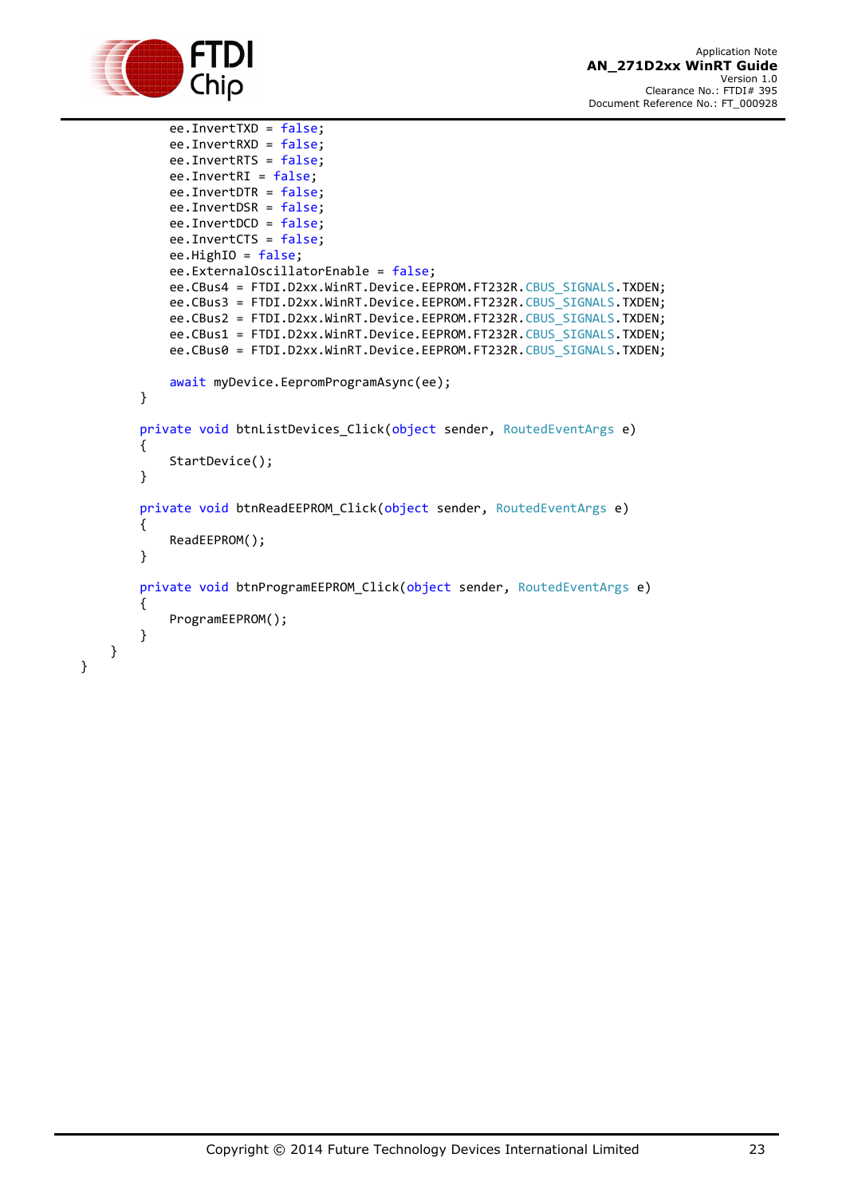```
            ee.InvertTXD = false;
            ee.InvertRXD = false;
            ee.InvertRTS = false;
            ee.InvertRI = false;
            ee.InvertDTR = false;
            ee.InvertDSR = false;
            ee.InvertDCD = false;
            ee.InvertCTS = false;
            ee.HighIO = false;
            ee.ExternalOscillatorEnable = false;
            ee.CBus4 = FTDI.D2xx.WinRT.Device.EEPROM.FT232R.CBUS_SIGNALS.TXDEN;
            ee.CBus3 = FTDI.D2xx.WinRT.Device.EEPROM.FT232R.CBUS_SIGNALS.TXDEN;
            ee.CBus2 = FTDI.D2xx.WinRT.Device.EEPROM.FT232R.CBUS_SIGNALS.TXDEN;
            ee.CBus1 = FTDI.D2xx.WinRT.Device.EEPROM.FT232R.CBUS_SIGNALS.TXDEN;
            ee.CBus0 = FTDI.D2xx.WinRT.Device.EEPROM.FT232R.CBUS_SIGNALS.TXDEN;

            await myDevice.EepromProgramAsync(ee);
        }

        private void btnListDevices_Click(object sender, RoutedEventArgs e)
        {
            StartDevice();
        }

        private void btnReadEEPROM_Click(object sender, RoutedEventArgs e)
        {
            ReadEEPROM();
        }

        private void btnProgramEEPROM_Click(object sender, RoutedEventArgs e)
        {
            ProgramEEPROM();
        }
    }
}
```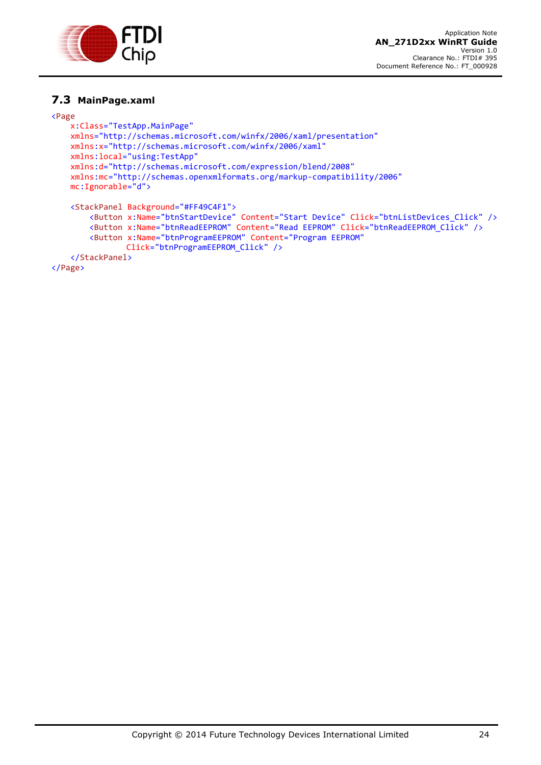## 7.3 MainPage.xaml

```
<Page
    x:Class="TestApp.MainPage"
    xmlns="http://schemas.microsoft.com/winfx/2006/xaml/presentation"
    xmlns:x="http://schemas.microsoft.com/winfx/2006/xaml"
    xmlns:local="using:TestApp"
    xmlns:d="http://schemas.microsoft.com/expression/blend/2008"
    xmlns:mc="http://schemas.openxmlformats.org/markup-compatibility/2006"
    mc:Ignorable="d">

    <StackPanel Background="#FF49C4F1">
        <Button x:Name="btnStartDevice" Content="Start Device" Click="btnListDevices_Click" />
        <Button x:Name="btnReadEEPROM" Content="Read EEPROM" Click="btnReadEEPROM_Click" />
        <Button x:Name="btnProgramEEPROM" Content="Program EEPROM"
                Click="btnProgramEEPROM_Click" />
    </StackPanel>
</Page>
```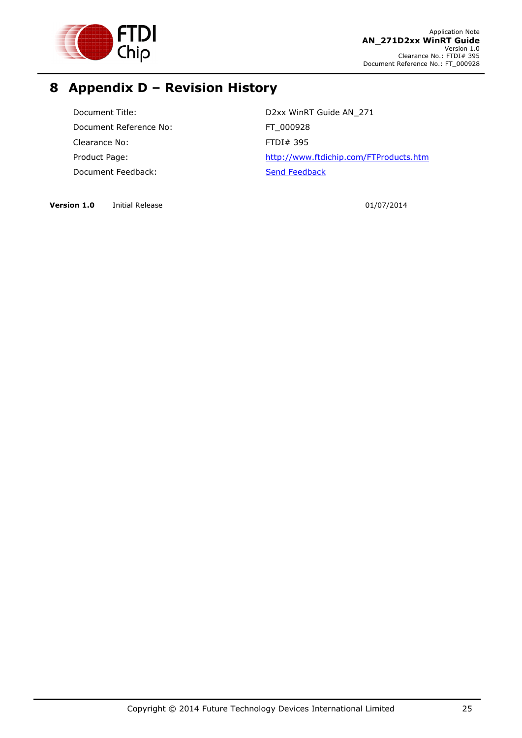# 8 Appendix D – Revision History

| | |
|---|---|
| Document Title: | D2xx WinRT Guide AN_271 |
| Document Reference No: | FT_000928 |
| Clearance No: | FTDI# 395 |
| Product Page: | [http://www.ftdichip.com/FTProducts.htm](http://www.ftdichip.com/FTProducts.htm) |
| Document Feedback: | Send Feedback |

| | | |
|---|---|---|
| **Version 1.0** | Initial Release | 01/07/2014 |